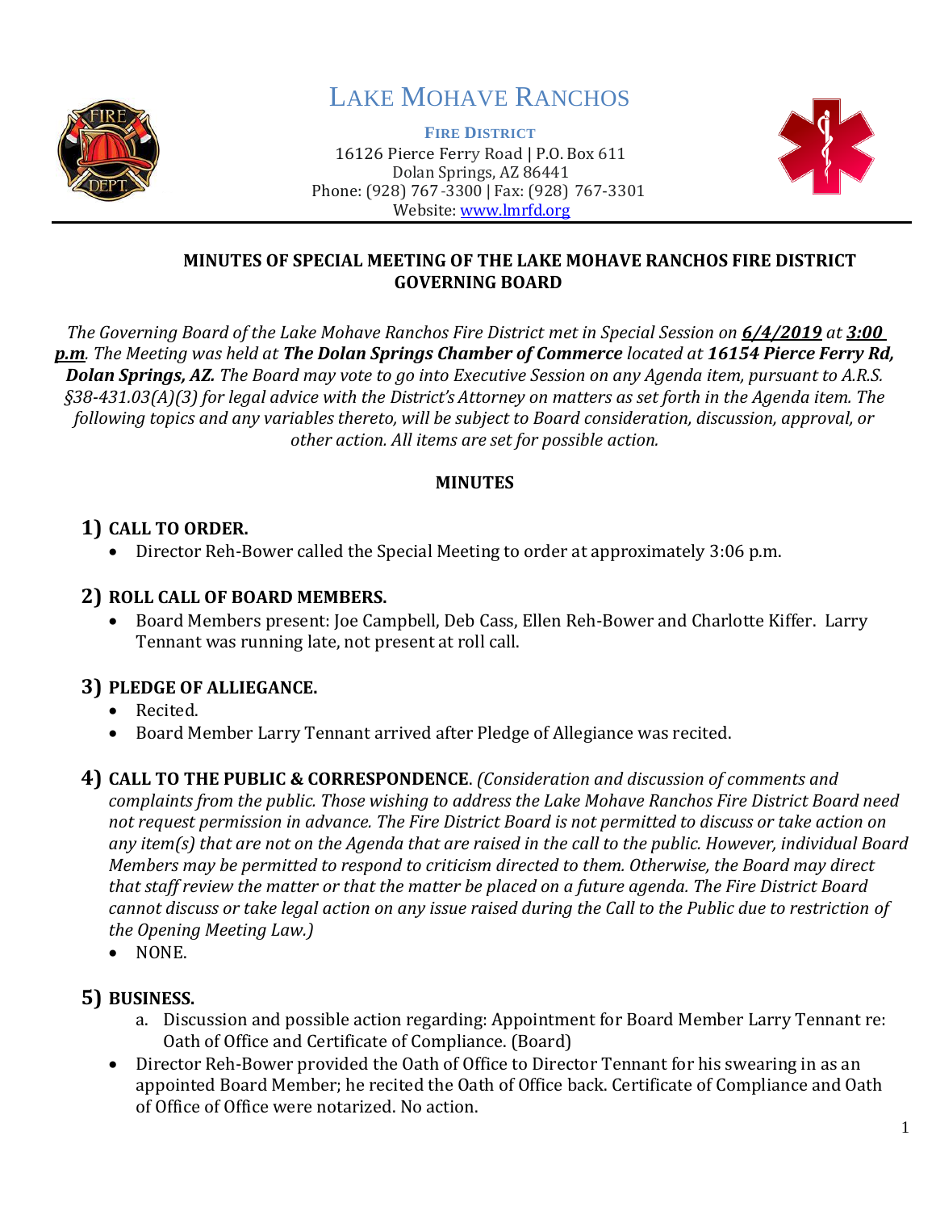# LAKE MOHAVE RANCHOS

**FIRE DISTRICT**
16126 Pierce Ferry Road | P.O. Box 611
Dolan Springs, AZ 86441
Phone: (928) 767-3300 | Fax: (928) 767-3301
Website: [www.lmrfd.org](http://www.lmrfd.org)

## MINUTES OF SPECIAL MEETING OF THE LAKE MOHAVE RANCHOS FIRE DISTRICT GOVERNING BOARD

*The Governing Board of the Lake Mohave Ranchos Fire District met in Special Session on* ***6/4/2019*** *at* ***3:00 p.m****. The Meeting was held at* ***The Dolan Springs Chamber of Commerce*** *located at* ***16154 Pierce Ferry Rd, Dolan Springs, AZ.*** *The Board may vote to go into Executive Session on any Agenda item, pursuant to A.R.S. §38-431.03(A)(3) for legal advice with the District's Attorney on matters as set forth in the Agenda item. The following topics and any variables thereto, will be subject to Board consideration, discussion, approval, or other action. All items are set for possible action.*

**MINUTES**

**1) CALL TO ORDER.**

- Director Reh-Bower called the Special Meeting to order at approximately 3:06 p.m.

**2) ROLL CALL OF BOARD MEMBERS.**

- Board Members present: Joe Campbell, Deb Cass, Ellen Reh-Bower and Charlotte Kiffer. Larry Tennant was running late, not present at roll call.

**3) PLEDGE OF ALLIEGANCE.**

- Recited.
- Board Member Larry Tennant arrived after Pledge of Allegiance was recited.

**4) CALL TO THE PUBLIC & CORRESPONDENCE**. *(Consideration and discussion of comments and complaints from the public. Those wishing to address the Lake Mohave Ranchos Fire District Board need not request permission in advance. The Fire District Board is not permitted to discuss or take action on any item(s) that are not on the Agenda that are raised in the call to the public. However, individual Board Members may be permitted to respond to criticism directed to them. Otherwise, the Board may direct that staff review the matter or that the matter be placed on a future agenda. The Fire District Board cannot discuss or take legal action on any issue raised during the Call to the Public due to restriction of the Opening Meeting Law.)*

- NONE.

**5) BUSINESS.**

a. Discussion and possible action regarding: Appointment for Board Member Larry Tennant re: Oath of Office and Certificate of Compliance. (Board)

- Director Reh-Bower provided the Oath of Office to Director Tennant for his swearing in as an appointed Board Member; he recited the Oath of Office back. Certificate of Compliance and Oath of Office of Office were notarized. No action.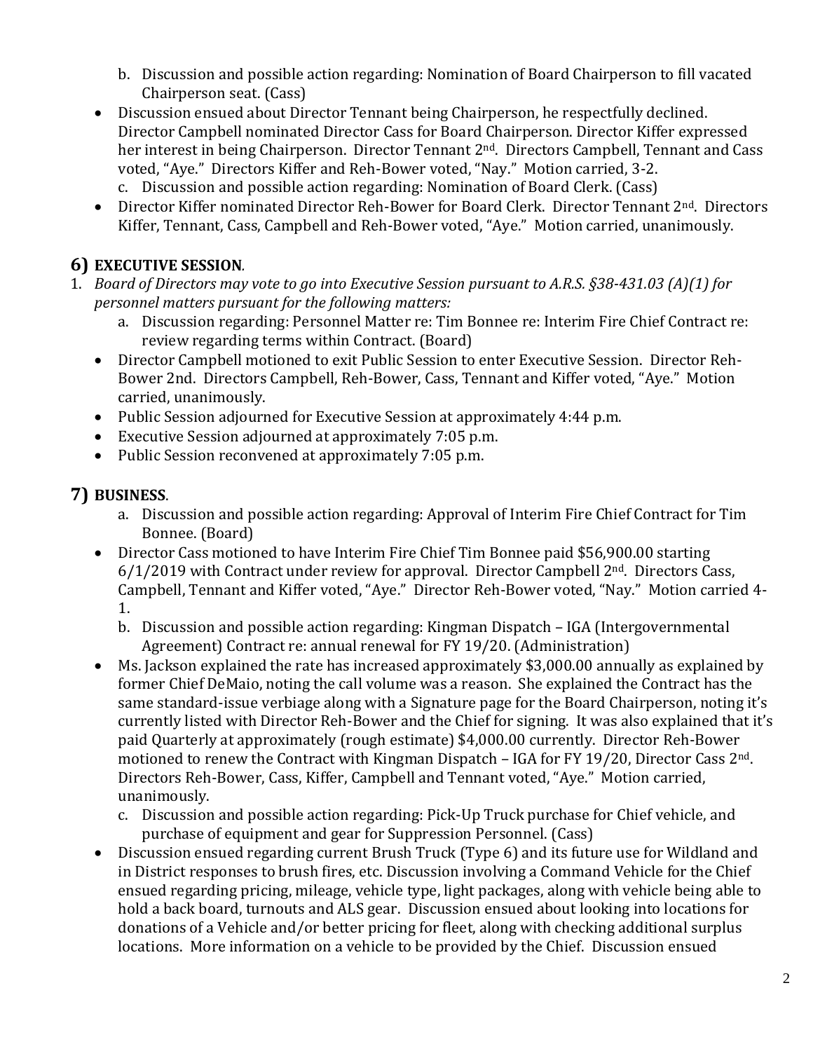b. Discussion and possible action regarding: Nomination of Board Chairperson to fill vacated Chairperson seat. (Cass)

- Discussion ensued about Director Tennant being Chairperson, he respectfully declined. Director Campbell nominated Director Cass for Board Chairperson. Director Kiffer expressed her interest in being Chairperson. Director Tennant 2nd. Directors Campbell, Tennant and Cass voted, "Aye." Directors Kiffer and Reh-Bower voted, "Nay." Motion carried, 3-2.

c. Discussion and possible action regarding: Nomination of Board Clerk. (Cass)

- Director Kiffer nominated Director Reh-Bower for Board Clerk. Director Tennant 2nd. Directors Kiffer, Tennant, Cass, Campbell and Reh-Bower voted, "Aye." Motion carried, unanimously.

## 6) EXECUTIVE SESSION.

1. *Board of Directors may vote to go into Executive Session pursuant to A.R.S. §38-431.03 (A)(1) for personnel matters pursuant for the following matters:*

   a. Discussion regarding: Personnel Matter re: Tim Bonnee re: Interim Fire Chief Contract re: review regarding terms within Contract. (Board)

- Director Campbell motioned to exit Public Session to enter Executive Session. Director Reh-Bower 2nd. Directors Campbell, Reh-Bower, Cass, Tennant and Kiffer voted, "Aye." Motion carried, unanimously.
- Public Session adjourned for Executive Session at approximately 4:44 p.m.
- Executive Session adjourned at approximately 7:05 p.m.
- Public Session reconvened at approximately 7:05 p.m.

## 7) BUSINESS.

a. Discussion and possible action regarding: Approval of Interim Fire Chief Contract for Tim Bonnee. (Board)

- Director Cass motioned to have Interim Fire Chief Tim Bonnee paid $56,900.00 starting 6/1/2019 with Contract under review for approval. Director Campbell 2nd. Directors Cass, Campbell, Tennant and Kiffer voted, "Aye." Director Reh-Bower voted, "Nay." Motion carried 4-1.

b. Discussion and possible action regarding: Kingman Dispatch – IGA (Intergovernmental Agreement) Contract re: annual renewal for FY 19/20. (Administration)

- Ms. Jackson explained the rate has increased approximately $3,000.00 annually as explained by former Chief DeMaio, noting the call volume was a reason. She explained the Contract has the same standard-issue verbiage along with a Signature page for the Board Chairperson, noting it's currently listed with Director Reh-Bower and the Chief for signing. It was also explained that it's paid Quarterly at approximately (rough estimate) $4,000.00 currently. Director Reh-Bower motioned to renew the Contract with Kingman Dispatch – IGA for FY 19/20, Director Cass 2nd. Directors Reh-Bower, Cass, Kiffer, Campbell and Tennant voted, "Aye." Motion carried, unanimously.

c. Discussion and possible action regarding: Pick-Up Truck purchase for Chief vehicle, and purchase of equipment and gear for Suppression Personnel. (Cass)

- Discussion ensued regarding current Brush Truck (Type 6) and its future use for Wildland and in District responses to brush fires, etc. Discussion involving a Command Vehicle for the Chief ensued regarding pricing, mileage, vehicle type, light packages, along with vehicle being able to hold a back board, turnouts and ALS gear. Discussion ensued about looking into locations for donations of a Vehicle and/or better pricing for fleet, along with checking additional surplus locations. More information on a vehicle to be provided by the Chief. Discussion ensued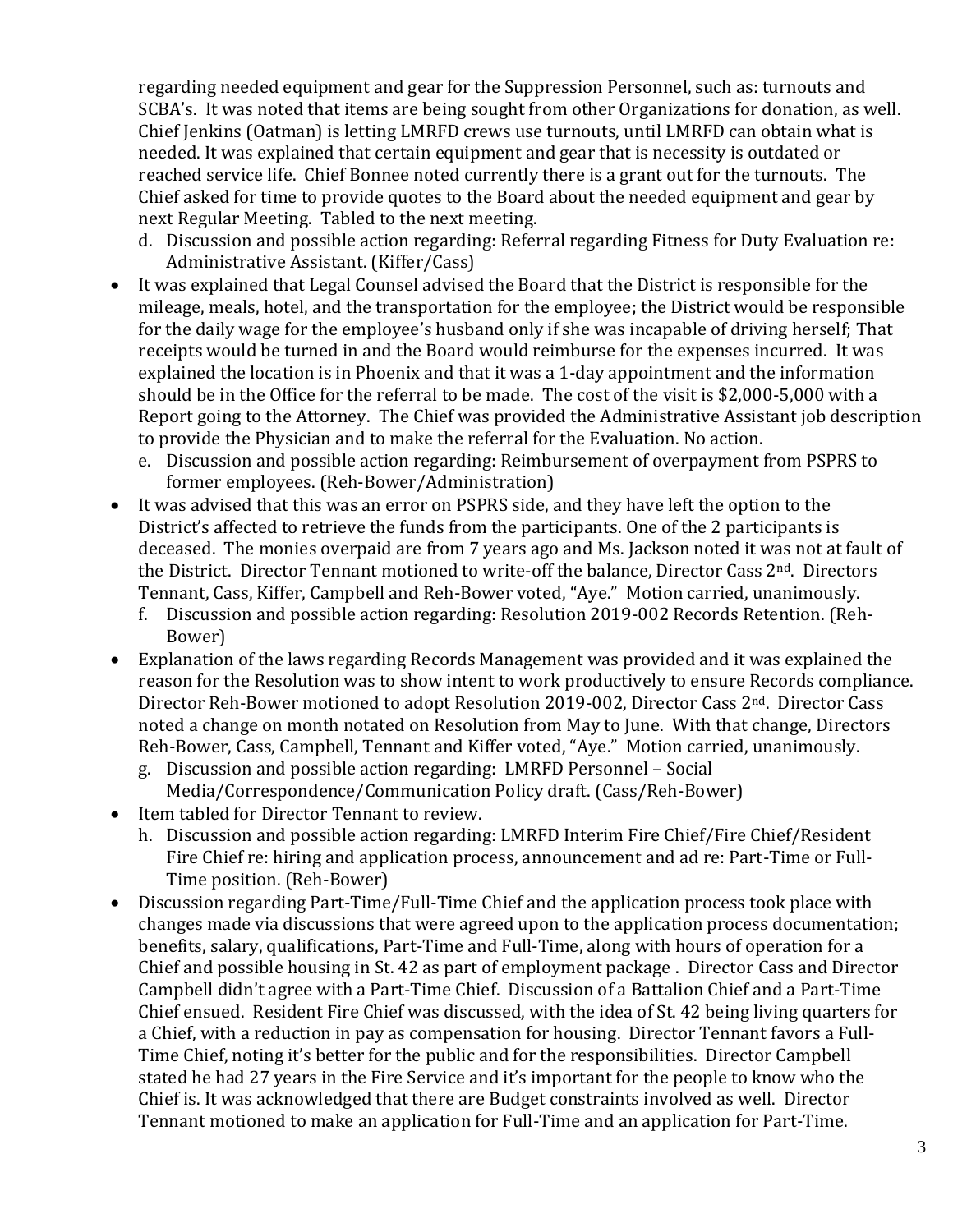regarding needed equipment and gear for the Suppression Personnel, such as: turnouts and SCBA's. It was noted that items are being sought from other Organizations for donation, as well. Chief Jenkins (Oatman) is letting LMRFD crews use turnouts, until LMRFD can obtain what is needed. It was explained that certain equipment and gear that is necessity is outdated or reached service life. Chief Bonnee noted currently there is a grant out for the turnouts. The Chief asked for time to provide quotes to the Board about the needed equipment and gear by next Regular Meeting. Tabled to the next meeting.

d. Discussion and possible action regarding: Referral regarding Fitness for Duty Evaluation re: Administrative Assistant. (Kiffer/Cass)

- It was explained that Legal Counsel advised the Board that the District is responsible for the mileage, meals, hotel, and the transportation for the employee; the District would be responsible for the daily wage for the employee's husband only if she was incapable of driving herself; That receipts would be turned in and the Board would reimburse for the expenses incurred. It was explained the location is in Phoenix and that it was a 1-day appointment and the information should be in the Office for the referral to be made. The cost of the visit is $2,000-5,000 with a Report going to the Attorney. The Chief was provided the Administrative Assistant job description to provide the Physician and to make the referral for the Evaluation. No action.

e. Discussion and possible action regarding: Reimbursement of overpayment from PSPRS to former employees. (Reh-Bower/Administration)

- It was advised that this was an error on PSPRS side, and they have left the option to the District's affected to retrieve the funds from the participants. One of the 2 participants is deceased. The monies overpaid are from 7 years ago and Ms. Jackson noted it was not at fault of the District. Director Tennant motioned to write-off the balance, Director Cass 2nd. Directors Tennant, Cass, Kiffer, Campbell and Reh-Bower voted, "Aye." Motion carried, unanimously.

f. Discussion and possible action regarding: Resolution 2019-002 Records Retention. (Reh-Bower)

- Explanation of the laws regarding Records Management was provided and it was explained the reason for the Resolution was to show intent to work productively to ensure Records compliance. Director Reh-Bower motioned to adopt Resolution 2019-002, Director Cass 2nd. Director Cass noted a change on month notated on Resolution from May to June. With that change, Directors Reh-Bower, Cass, Campbell, Tennant and Kiffer voted, "Aye." Motion carried, unanimously.

g. Discussion and possible action regarding: LMRFD Personnel – Social Media/Correspondence/Communication Policy draft. (Cass/Reh-Bower)

- Item tabled for Director Tennant to review.

h. Discussion and possible action regarding: LMRFD Interim Fire Chief/Fire Chief/Resident Fire Chief re: hiring and application process, announcement and ad re: Part-Time or Full-Time position. (Reh-Bower)

- Discussion regarding Part-Time/Full-Time Chief and the application process took place with changes made via discussions that were agreed upon to the application process documentation; benefits, salary, qualifications, Part-Time and Full-Time, along with hours of operation for a Chief and possible housing in St. 42 as part of employment package . Director Cass and Director Campbell didn't agree with a Part-Time Chief. Discussion of a Battalion Chief and a Part-Time Chief ensued. Resident Fire Chief was discussed, with the idea of St. 42 being living quarters for a Chief, with a reduction in pay as compensation for housing. Director Tennant favors a Full-Time Chief, noting it's better for the public and for the responsibilities. Director Campbell stated he had 27 years in the Fire Service and it's important for the people to know who the Chief is. It was acknowledged that there are Budget constraints involved as well. Director Tennant motioned to make an application for Full-Time and an application for Part-Time.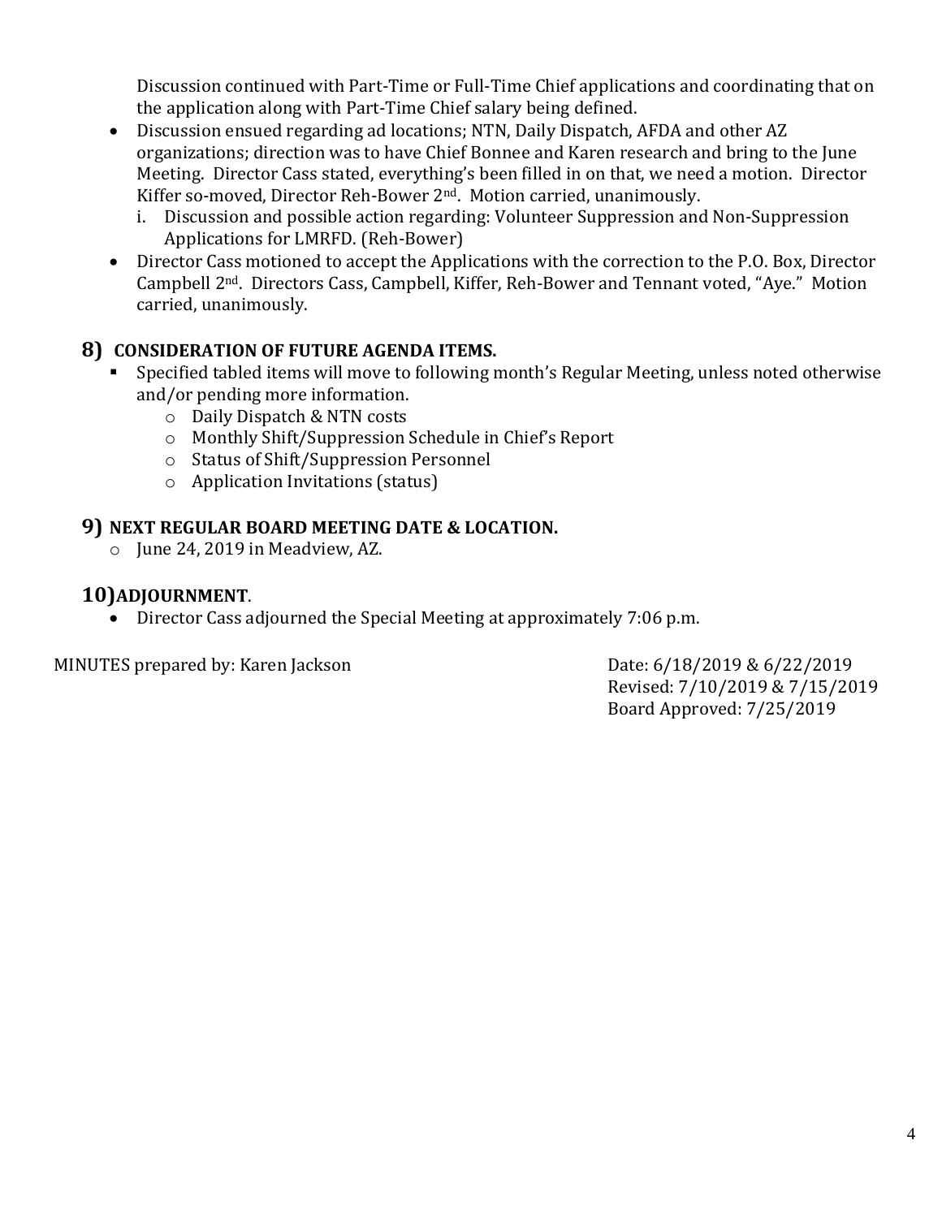Discussion continued with Part-Time or Full-Time Chief applications and coordinating that on the application along with Part-Time Chief salary being defined.

- Discussion ensued regarding ad locations; NTN, Daily Dispatch, AFDA and other AZ organizations; direction was to have Chief Bonnee and Karen research and bring to the June Meeting. Director Cass stated, everything's been filled in on that, we need a motion. Director Kiffer so-moved, Director Reh-Bower 2nd. Motion carried, unanimously.
  i. Discussion and possible action regarding: Volunteer Suppression and Non-Suppression Applications for LMRFD. (Reh-Bower)
- Director Cass motioned to accept the Applications with the correction to the P.O. Box, Director Campbell 2nd. Directors Cass, Campbell, Kiffer, Reh-Bower and Tennant voted, "Aye." Motion carried, unanimously.

## 8) CONSIDERATION OF FUTURE AGENDA ITEMS.

- Specified tabled items will move to following month's Regular Meeting, unless noted otherwise and/or pending more information.
  - Daily Dispatch & NTN costs
  - Monthly Shift/Suppression Schedule in Chief's Report
  - Status of Shift/Suppression Personnel
  - Application Invitations (status)

## 9) NEXT REGULAR BOARD MEETING DATE & LOCATION.

- June 24, 2019 in Meadview, AZ.

## 10) ADJOURNMENT.

- Director Cass adjourned the Special Meeting at approximately 7:06 p.m.

MINUTES prepared by: Karen Jackson

Date: 6/18/2019 & 6/22/2019
Revised: 7/10/2019 & 7/15/2019
Board Approved: 7/25/2019